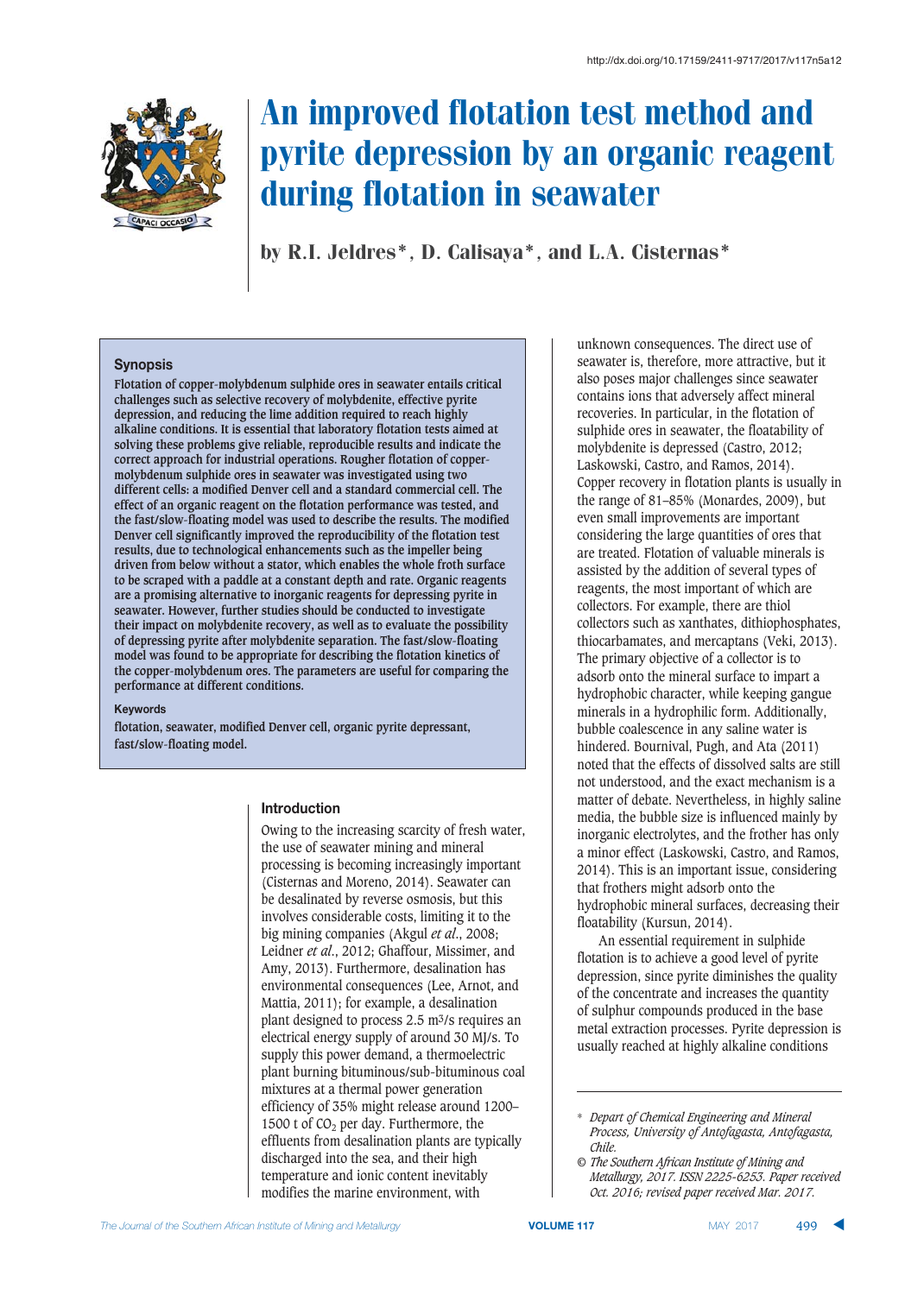http://dx.doi.org/10.17159/2411-9717/2017/v117n5a12

# An improved flotation test method and pyrite depression by an organic reagent during flotation in seawater

by R.I. Jeldres*, D. Calisaya*, and L.A. Cisternas*

## Synopsis

Flotation of copper-molybdenum sulphide ores in seawater entails critical challenges such as selective recovery of molybdenite, effective pyrite depression, and reducing the lime addition required to reach highly alkaline conditions. It is essential that laboratory flotation tests aimed at solving these problems give reliable, reproducible results and indicate the correct approach for industrial operations. Rougher flotation of copper-molybdenum sulphide ores in seawater was investigated using two different cells: a modified Denver cell and a standard commercial cell. The effect of an organic reagent on the flotation performance was tested, and the fast/slow-floating model was used to describe the results. The modified Denver cell significantly improved the reproducibility of the flotation test results, due to technological enhancements such as the impeller being driven from below without a stator, which enables the whole froth surface to be scraped with a paddle at a constant depth and rate. Organic reagents are a promising alternative to inorganic reagents for depressing pyrite in seawater. However, further studies should be conducted to investigate their impact on molybdenite recovery, as well as to evaluate the possibility of depressing pyrite after molybdenite separation. The fast/slow-floating model was found to be appropriate for describing the flotation kinetics of the copper-molybdenum ores. The parameters are useful for comparing the performance at different conditions.

### Keywords

flotation, seawater, modified Denver cell, organic pyrite depressant, fast/slow-floating model.

## Introduction

Owing to the increasing scarcity of fresh water, the use of seawater mining and mineral processing is becoming increasingly important (Cisternas and Moreno, 2014). Seawater can be desalinated by reverse osmosis, but this involves considerable costs, limiting it to the big mining companies (Akgul *et al*., 2008; Leidner *et al*., 2012; Ghaffour, Missimer, and Amy, 2013). Furthermore, desalination has environmental consequences (Lee, Arnot, and Mattia, 2011); for example, a desalination plant designed to process 2.5 $m^3/s$ requires an electrical energy supply of around 30 MJ/s. To supply this power demand, a thermoelectric plant burning bituminous/sub-bituminous coal mixtures at a thermal power generation efficiency of 35% might release around 1200–1500 t of $CO_2$ per day. Furthermore, the effluents from desalination plants are typically discharged into the sea, and their high temperature and ionic content inevitably modifies the marine environment, with unknown consequences. The direct use of seawater is, therefore, more attractive, but it also poses major challenges since seawater contains ions that adversely affect mineral recoveries. In particular, in the flotation of sulphide ores in seawater, the floatability of molybdenite is depressed (Castro, 2012; Laskowski, Castro, and Ramos, 2014). Copper recovery in flotation plants is usually in the range of 81–85% (Monardes, 2009), but even small improvements are important considering the large quantities of ores that are treated. Flotation of valuable minerals is assisted by the addition of several types of reagents, the most important of which are collectors. For example, there are thiol collectors such as xanthates, dithiophosphates, thiocarbamates, and mercaptans (Veki, 2013). The primary objective of a collector is to adsorb onto the mineral surface to impart a hydrophobic character, while keeping gangue minerals in a hydrophilic form. Additionally, bubble coalescence in any saline water is hindered. Bournival, Pugh, and Ata (2011) noted that the effects of dissolved salts are still not understood, and the exact mechanism is a matter of debate. Nevertheless, in highly saline media, the bubble size is influenced mainly by inorganic electrolytes, and the frother has only a minor effect (Laskowski, Castro, and Ramos, 2014). This is an important issue, considering that frothers might adsorb onto the hydrophobic mineral surfaces, decreasing their floatability (Kursun, 2014).

An essential requirement in sulphide flotation is to achieve a good level of pyrite depression, since pyrite diminishes the quality of the concentrate and increases the quantity of sulphur compounds produced in the base metal extraction processes. Pyrite depression is usually reached at highly alkaline conditions

\* *Depart of Chemical Engineering and Mineral Process, University of Antofagasta, Antofagasta, Chile.*

© *The Southern African Institute of Mining and Metallurgy, 2017. ISSN 2225-6253. Paper received Oct. 2016; revised paper received Mar. 2017.*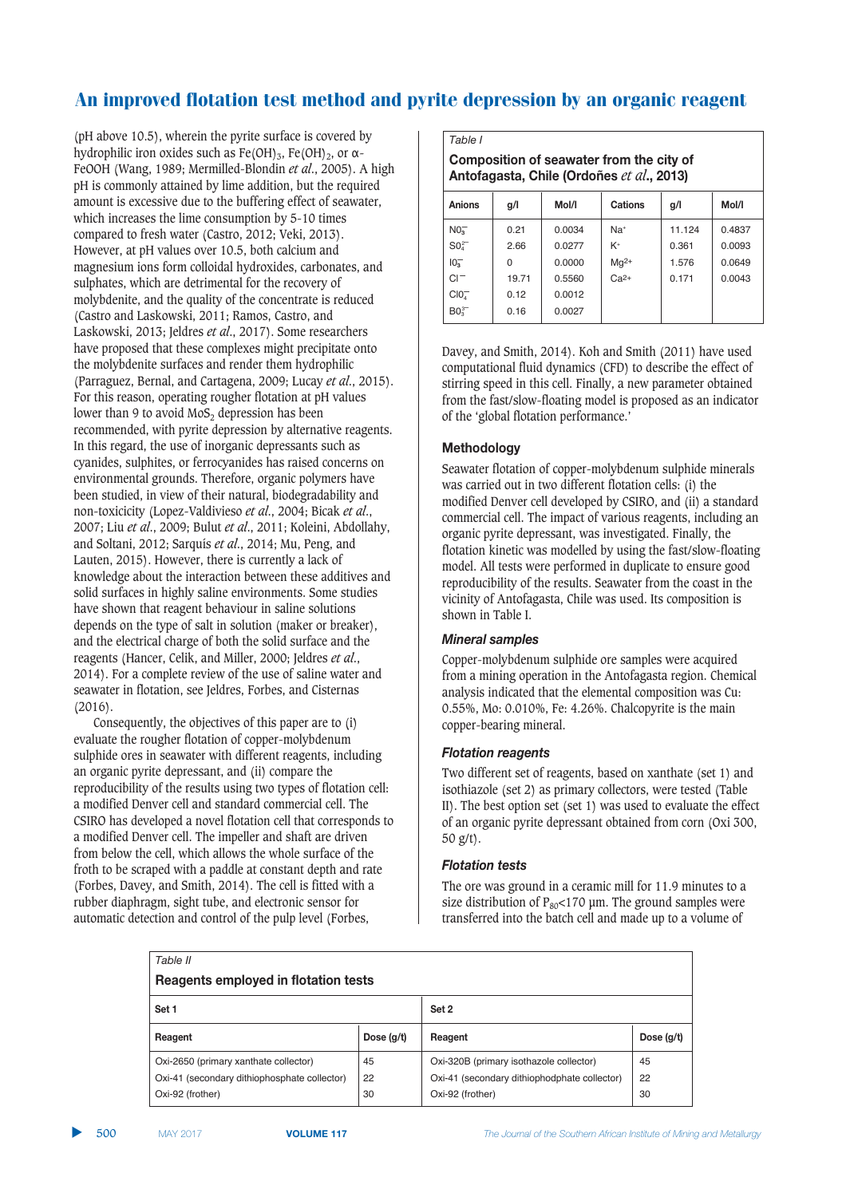(pH above 10.5), wherein the pyrite surface is covered by hydrophilic iron oxides such as $Fe(OH)_3$, $Fe(OH)_2$, or α-FeOOH (Wang, 1989; Mermilled-Blondin *et al*., 2005). A high pH is commonly attained by lime addition, but the required amount is excessive due to the buffering effect of seawater, which increases the lime consumption by 5-10 times compared to fresh water (Castro, 2012; Veki, 2013). However, at pH values over 10.5, both calcium and magnesium ions form colloidal hydroxides, carbonates, and sulphates, which are detrimental for the recovery of molybdenite, and the quality of the concentrate is reduced (Castro and Laskowski, 2011; Ramos, Castro, and Laskowski, 2013; Jeldres *et al*., 2017). Some researchers have proposed that these complexes might precipitate onto the molybdenite surfaces and render them hydrophilic (Parraguez, Bernal, and Cartagena, 2009; Lucay *et al*., 2015). For this reason, operating rougher flotation at pH values lower than 9 to avoid $MoS_2$ depression has been recommended, with pyrite depression by alternative reagents. In this regard, the use of inorganic depressants such as cyanides, sulphites, or ferrocyanides has raised concerns on environmental grounds. Therefore, organic polymers have been studied, in view of their natural, biodegradability and non-toxicity (Lopez-Valdivieso *et al*., 2004; Bicak *et al*., 2007; Liu *et al*., 2009; Bulut *et al*., 2011; Koleini, Abdollahy, and Soltani, 2012; Sarquís *et al*., 2014; Mu, Peng, and Lauten, 2015). However, there is currently a lack of knowledge about the interaction between these additives and solid surfaces in highly saline environments. Some studies have shown that reagent behaviour in saline solutions depends on the type of salt in solution (maker or breaker), and the electrical charge of both the solid surface and the reagents (Hancer, Celik, and Miller, 2000; Jeldres *et al*., 2014). For a complete review of the use of saline water and seawater in flotation, see Jeldres, Forbes, and Cisternas (2016).

Consequently, the objectives of this paper are to (i) evaluate the rougher flotation of copper-molybdenum sulphide ores in seawater with different reagents, including an organic pyrite depressant, and (ii) compare the reproducibility of the results using two types of flotation cell: a modified Denver cell and standard commercial cell. The CSIRO has developed a novel flotation cell that corresponds to a modified Denver cell. The impeller and shaft are driven from below the cell, which allows the whole surface of the froth to be scraped with a paddle at constant depth and rate (Forbes, Davey, and Smith, 2014). The cell is fitted with a rubber diaphragm, sight tube, and electronic sensor for automatic detection and control of the pulp level (Forbes, Davey, and Smith, 2014). Koh and Smith (2011) have used computational fluid dynamics (CFD) to describe the effect of stirring speed in this cell. Finally, a new parameter obtained from the fast/slow-floating model is proposed as an indicator of the 'global flotation performance.'

*Table I*

**Composition of seawater from the city of Antofagasta, Chile (Ordoñes *et al*., 2013)**

| Anions | g/l | Mol/l | Cations | g/l | Mol/l |
|---|---|---|---|---|---|
| $NO_3^-$ | 0.21 | 0.0034 | $Na^+$ | 11.124 | 0.4837 |
| $SO_4^{2-}$ | 2.66 | 0.0277 | $K^+$ | 0.361 | 0.0093 |
| $IO_3^-$ | 0 | 0.0000 | $Mg^{2+}$ | 1.576 | 0.0649 |
| $Cl^-$ | 19.71 | 0.5560 | $Ca^{2+}$ | 0.171 | 0.0043 |
| $ClO_4^-$ | 0.12 | 0.0012 | | | |
| $BO_3^{3-}$ | 0.16 | 0.0027 | | | |

## Methodology

Seawater flotation of copper-molybdenum sulphide minerals was carried out in two different flotation cells: (i) the modified Denver cell developed by CSIRO, and (ii) a standard commercial cell. The impact of various reagents, including an organic pyrite depressant, was investigated. Finally, the flotation kinetic was modelled by using the fast/slow-floating model. All tests were performed in duplicate to ensure good reproducibility of the results. Seawater from the coast in the vicinity of Antofagasta, Chile was used. Its composition is shown in Table I.

### *Mineral samples*

Copper-molybdenum sulphide ore samples were acquired from a mining operation in the Antofagasta region. Chemical analysis indicated that the elemental composition was Cu: 0.55%, Mo: 0.010%, Fe: 4.26%. Chalcopyrite is the main copper-bearing mineral.

### *Flotation reagents*

Two different set of reagents, based on xanthate (set 1) and isothiazole (set 2) as primary collectors, were tested (Table II). The best option set (set 1) was used to evaluate the effect of an organic pyrite depressant obtained from corn (Oxi 300, 50 g/t).

### *Flotation tests*

The ore was ground in a ceramic mill for 11.9 minutes to a size distribution of $P_{80}$<170 µm. The ground samples were transferred into the batch cell and made up to a volume of

*Table II*

**Reagents employed in flotation tests**

| Set 1 | | Set 2 | |
|---|---|---|---|
| **Reagent** | **Dose (g/t)** | **Reagent** | **Dose (g/t)** |
| Oxi-2650 (primary xanthate collector) | 45 | Oxi-320B (primary isothazole collector) | 45 |
| Oxi-41 (secondary dithiophosphate collector) | 22 | Oxi-41 (secondary dithiodphophate collector) | 22 |
| Oxi-92 (frother) | 30 | Oxi-92 (frother) | 30 |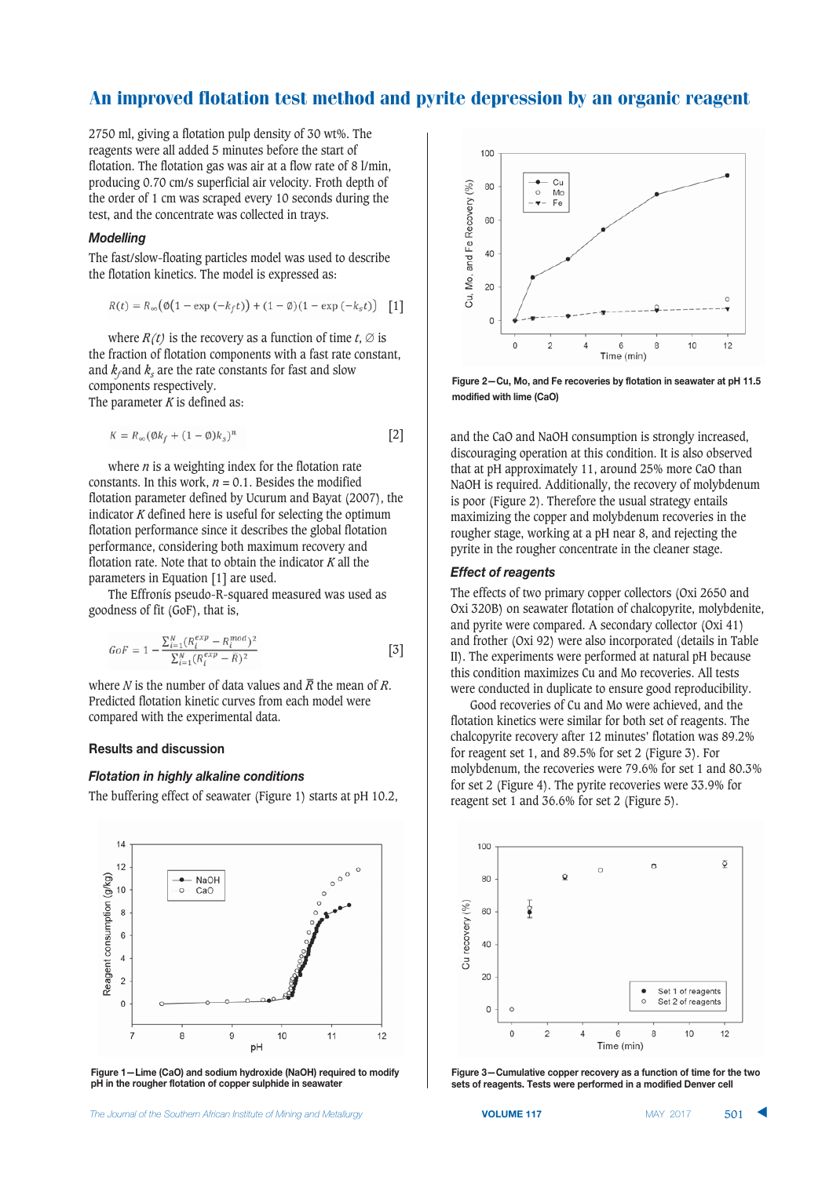2750 ml, giving a flotation pulp density of 30 wt%. The reagents were all added 5 minutes before the start of flotation. The flotation gas was air at a flow rate of 8 l/min, producing 0.70 cm/s superficial air velocity. Froth depth of the order of 1 cm was scraped every 10 seconds during the test, and the concentrate was collected in trays.

### *Modelling*

The fast/slow-floating particles model was used to describe the flotation kinetics. The model is expressed as:

$$R(t) = R_\infty\left(\emptyset\left(1 - \exp\left(-k_f t\right)\right) + (1 - \emptyset)(1 - \exp\left(-k_s t\right)\right) \quad [1]$$

where $R(t)$ is the recovery as a function of time $t$, $\emptyset$ is the fraction of flotation components with a fast rate constant, and $k_f$ and $k_s$ are the rate constants for fast and slow components respectively.
The parameter $K$ is defined as:

$$K = R_\infty(\emptyset k_f + (1 - \emptyset)k_s)^n \quad [2]$$

where $n$ is a weighting index for the flotation rate constants. In this work, $n$ = 0.1. Besides the modified flotation parameter defined by Ucurum and Bayat (2007), the indicator $K$ defined here is useful for selecting the optimum flotation performance since it describes the global flotation performance, considering both maximum recovery and flotation rate. Note that to obtain the indicator $K$ all the parameters in Equation [1] are used.

The Effronis pseudo-R-squared measured was used as goodness of fit (GoF), that is,

$$GoF = 1 - \frac{\sum_{i=1}^{N}(R_i^{exp} - R_i^{mod})^2}{\sum_{i=1}^{N}(R_i^{exp} - \bar{R})^2} \quad [3]$$

where $N$ is the number of data values and $\bar{R}$ the mean of $R$. Predicted flotation kinetic curves from each model were compared with the experimental data.

## Results and discussion

### *Flotation in highly alkaline conditions*

The buffering effect of seawater (Figure 1) starts at pH 10.2, and the CaO and NaOH consumption is strongly increased, discouraging operation at this condition. It is also observed that at pH approximately 11, around 25% more CaO than NaOH is required. Additionally, the recovery of molybdenum is poor (Figure 2). Therefore the usual strategy entails maximizing the copper and molybdenum recoveries in the rougher stage, working at a pH near 8, and rejecting the pyrite in the rougher concentrate in the cleaner stage.

**Figure 1—Lime (CaO) and sodium hydroxide (NaOH) required to modify pH in the rougher flotation of copper sulphide in seawater**

**Figure 2—Cu, Mo, and Fe recoveries by flotation in seawater at pH 11.5 modified with lime (CaO)**

### *Effect of reagents*

The effects of two primary copper collectors (Oxi 2650 and Oxi 320B) on seawater flotation of chalcopyrite, molybdenite, and pyrite were compared. A secondary collector (Oxi 41) and frother (Oxi 92) were also incorporated (details in Table II). The experiments were performed at natural pH because this condition maximizes Cu and Mo recoveries. All tests were conducted in duplicate to ensure good reproducibility.

Good recoveries of Cu and Mo were achieved, and the flotation kinetics were similar for both set of reagents. The chalcopyrite recovery after 12 minutes' flotation was 89.2% for reagent set 1, and 89.5% for set 2 (Figure 3). For molybdenum, the recoveries were 79.6% for set 1 and 80.3% for set 2 (Figure 4). The pyrite recoveries were 33.9% for reagent set 1 and 36.6% for set 2 (Figure 5).

**Figure 3—Cumulative copper recovery as a function of time for the two sets of reagents. Tests were performed in a modified Denver cell**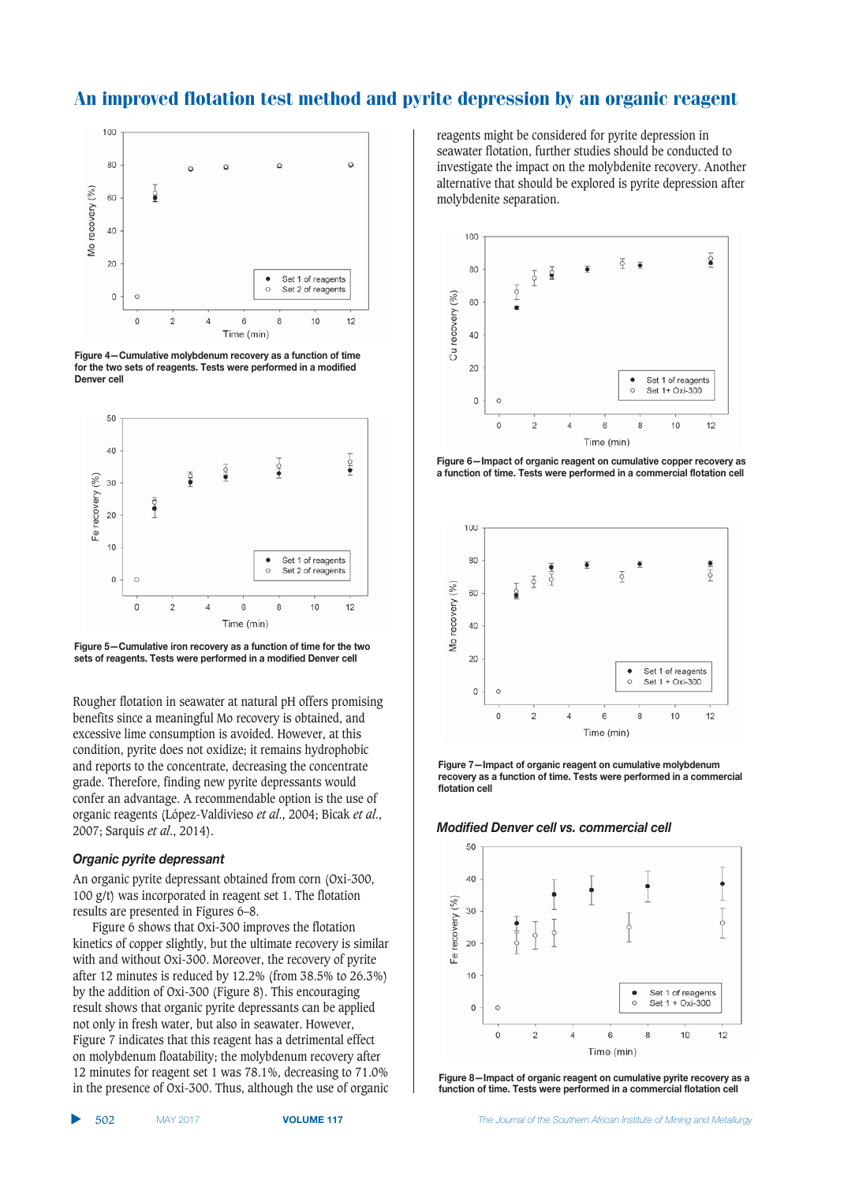Figure 4—Cumulative molybdenum recovery as a function of time for the two sets of reagents. Tests were performed in a modified Denver cell

Figure 5—Cumulative iron recovery as a function of time for the two sets of reagents. Tests were performed in a modified Denver cell

Rougher flotation in seawater at natural pH offers promising benefits since a meaningful Mo recovery is obtained, and excessive lime consumption is avoided. However, at this condition, pyrite does not oxidize; it remains hydrophobic and reports to the concentrate, decreasing the concentrate grade. Therefore, finding new pyrite depressants would confer an advantage. A recommendable option is the use of organic reagents (López-Valdivieso *et al*., 2004; Bicak *et al*., 2007; Sarquís *et al*., 2014).

### *Organic pyrite depressant*

An organic pyrite depressant obtained from corn (Oxi-300, 100 g/t) was incorporated in reagent set 1. The flotation results are presented in Figures 6–8.

Figure 6 shows that Oxi-300 improves the flotation kinetics of copper slightly, but the ultimate recovery is similar with and without Oxi-300. Moreover, the recovery of pyrite after 12 minutes is reduced by 12.2% (from 38.5% to 26.3%) by the addition of Oxi-300 (Figure 8). This encouraging result shows that organic pyrite depressants can be applied not only in fresh water, but also in seawater. However, Figure 7 indicates that this reagent has a detrimental effect on molybdenum floatability; the molybdenum recovery after 12 minutes for reagent set 1 was 78.1%, decreasing to 71.0% in the presence of Oxi-300. Thus, although the use of organic reagents might be considered for pyrite depression in seawater flotation, further studies should be conducted to investigate the impact on the molybdenite recovery. Another alternative that should be explored is pyrite depression after molybdenite separation.

Figure 6—Impact of organic reagent on cumulative copper recovery as a function of time. Tests were performed in a commercial flotation cell

Figure 7—Impact of organic reagent on cumulative molybdenum recovery as a function of time. Tests were performed in a commercial flotation cell

### *Modified Denver cell vs. commercial cell*

Figure 8—Impact of organic reagent on cumulative pyrite recovery as a function of time. Tests were performed in a commercial flotation cell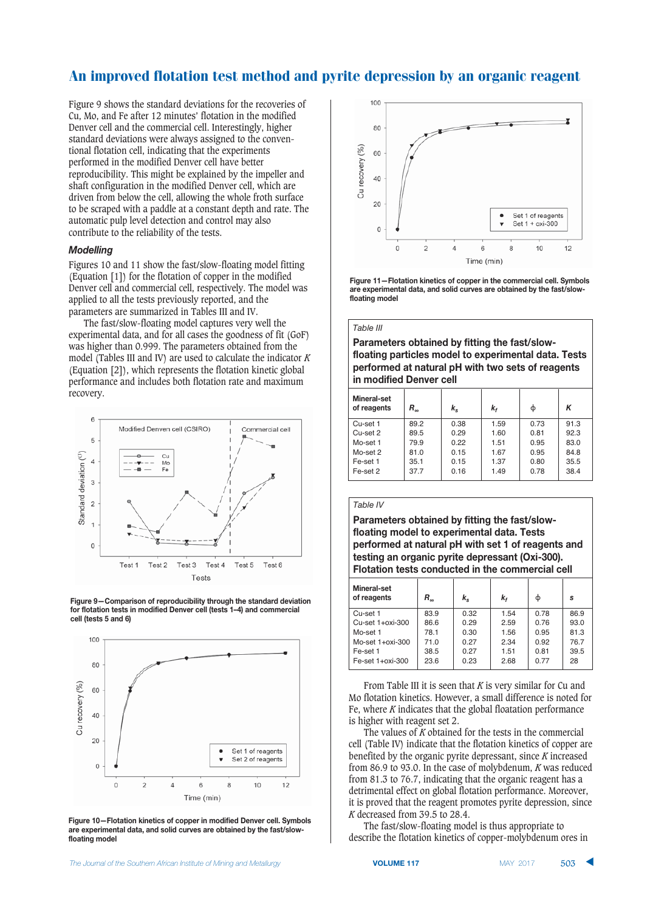Figure 9 shows the standard deviations for the recoveries of Cu, Mo, and Fe after 12 minutes' flotation in the modified Denver cell and the commercial cell. Interestingly, higher standard deviations were always assigned to the conventional flotation cell, indicating that the experiments performed in the modified Denver cell have better reproducibility. This might be explained by the impeller and shaft configuration in the modified Denver cell, which are driven from below the cell, allowing the whole froth surface to be scraped with a paddle at a constant depth and rate. The automatic pulp level detection and control may also contribute to the reliability of the tests.

### Modelling

Figures 10 and 11 show the fast/slow-floating model fitting (Equation [1]) for the flotation of copper in the modified Denver cell and commercial cell, respectively. The model was applied to all the tests previously reported, and the parameters obtained are summarized in Tables III and IV.

The fast/slow-floating model captures very well the experimental data, and for all cases the goodness of fit (GoF) was higher than 0.999. The parameters obtained from the model (Tables III and IV) are used to calculate the indicator $K$ (Equation [2]), which represents the flotation kinetic global performance and includes both flotation rate and maximum recovery.

Figure 9—Comparison of reproducibility through the standard deviation for flotation tests in modified Denver cell (tests 1–4) and commercial cell (tests 5 and 6)

Figure 10—Flotation kinetics of copper in modified Denver cell. Symbols are experimental data, and solid curves are obtained by the fast/slow-floating model

Figure 11—Flotation kinetics of copper in the commercial cell. Symbols are experimental data, and solid curves are obtained by the fast/slow-floating model

**Table III**

**Parameters obtained by fitting the fast/slow-floating particles model to experimental data. Tests performed at natural pH with two sets of reagents in modified Denver cell**

| Mineral-set of reagents | $R_\infty$ | $k_s$ | $k_f$ | $\phi$ | $K$ |
|---|---|---|---|---|---|
| Cu-set 1 | 89.2 | 0.38 | 1.59 | 0.73 | 91.3 |
| Cu-set 2 | 89.5 | 0.29 | 1.60 | 0.81 | 92.3 |
| Mo-set 1 | 79.9 | 0.22 | 1.51 | 0.95 | 83.0 |
| Mo-set 2 | 81.0 | 0.15 | 1.67 | 0.95 | 84.8 |
| Fe-set 1 | 35.1 | 0.15 | 1.37 | 0.80 | 35.5 |
| Fe-set 2 | 37.7 | 0.16 | 1.49 | 0.78 | 38.4 |

**Table IV**

**Parameters obtained by fitting the fast/slow-floating model to experimental data. Tests performed at natural pH with set 1 of reagents and testing an organic pyrite depressant (Oxi-300). Flotation tests conducted in the commercial cell**

| Mineral-set of reagents | $R_\infty$ | $k_s$ | $k_f$ | $\phi$ | s |
|---|---|---|---|---|---|
| Cu-set 1 | 83.9 | 0.32 | 1.54 | 0.78 | 86.9 |
| Cu-set 1+oxi-300 | 86.6 | 0.29 | 2.59 | 0.76 | 93.0 |
| Mo-set 1 | 78.1 | 0.30 | 1.56 | 0.95 | 81.3 |
| Mo-set 1+oxi-300 | 71.0 | 0.27 | 2.34 | 0.92 | 76.7 |
| Fe-set 1 | 38.5 | 0.27 | 1.51 | 0.81 | 39.5 |
| Fe-set 1+oxi-300 | 23.6 | 0.23 | 2.68 | 0.77 | 28 |

From Table III it is seen that $K$ is very similar for Cu and Mo flotation kinetics. However, a small difference is noted for Fe, where $K$ indicates that the global floatation performance is higher with reagent set 2.

The values of $K$ obtained for the tests in the commercial cell (Table IV) indicate that the flotation kinetics of copper are benefited by the organic pyrite depressant, since $K$ increased from 86.9 to 93.0. In the case of molybdenum, $K$ was reduced from 81.3 to 76.7, indicating that the organic reagent has a detrimental effect on global flotation performance. Moreover, it is proved that the reagent promotes pyrite depression, since $K$ decreased from 39.5 to 28.4.

The fast/slow-floating model is thus appropriate to describe the flotation kinetics of copper-molybdenum ores in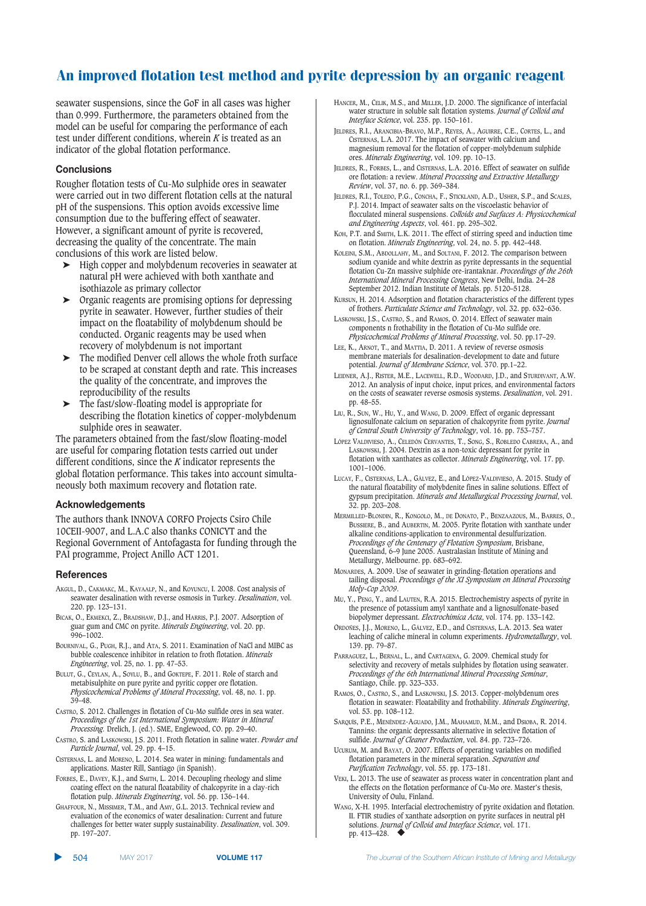seawater suspensions, since the GoF in all cases was higher than 0.999. Furthermore, the parameters obtained from the model can be useful for comparing the performance of each test under different conditions, wherein $K$ is treated as an indicator of the global flotation performance.

## Conclusions

Rougher flotation tests of Cu-Mo sulphide ores in seawater were carried out in two different flotation cells at the natural pH of the suspensions. This option avoids excessive lime consumption due to the buffering effect of seawater. However, a significant amount of pyrite is recovered, decreasing the quality of the concentrate. The main conclusions of this work are listed below.

- High copper and molybdenum recoveries in seawater at natural pH were achieved with both xanthate and isothiazole as primary collector
- Organic reagents are promising options for depressing pyrite in seawater. However, further studies of their impact on the floatability of molybdenum should be conducted. Organic reagents may be used when recovery of molybdenum is not important
- The modified Denver cell allows the whole froth surface to be scraped at constant depth and rate. This increases the quality of the concentrate, and improves the reproducibility of the results
- The fast/slow-floating model is appropriate for describing the flotation kinetics of copper-molybdenum sulphide ores in seawater.

The parameters obtained from the fast/slow floating-model are useful for comparing flotation tests carried out under different conditions, since the $K$ indicator represents the global flotation performance. This takes into account simultaneously both maximum recovery and flotation rate.

## Acknowledgements

The authors thank INNOVA CORFO Projects Csiro Chile 10CEII-9007, and L.A.C also thanks CONICYT and the Regional Government of Antofagasta for funding through the PAI programme, Project Anillo ACT 1201.

## References

Akgul, D., Cakmakc, M., Kayaalp, N., and Koyuncu, I. 2008. Cost analysis of seawater desalination with reverse osmosis in Turkey. *Desalination*, vol. 220. pp. 123–131.

Bicak, O., Ekmekci, Z., Bradshaw, D.J., and Harris, P.J. 2007. Adsorption of guar gum and CMC on pyrite. *Minerals Engineering*, vol. 20. pp. 996–1002.

Bournival, G., Pugh, R.J., and Ata, S. 2011. Examination of NaCl and MIBC as bubble coalescence inhibitor in relation to froth flotation. *Minerals Engineering*, vol. 25, no. 1. pp. 47–53.

Bulut, G., Ceylan, A., Soylu, B., and Goktepe, F. 2011. Role of starch and metabisulphite on pure pyrite and pyritic copper ore flotation. *Physicochemical Problems of Mineral Processing*, vol. 48, no. 1. pp. 39–48.

Castro, S. 2012. Challenges in flotation of Cu-Mo sulfide ores in sea water. *Proceedings of the 1st International Symposium: Water in Mineral Processing*. Drelich, J. (ed.). SME, Englewood, CO. pp. 29–40.

Castro, S. and Laskowski, J.S. 2011. Froth flotation in saline water. *Powder and Particle Journal*, vol. 29. pp. 4–15.

Cisternas, L. and Moreno, L. 2014. Sea water in mining: fundamentals and applications. Master Rill, Santiago (in Spanish).

Forbes, E., Davey, K.J., and Smith, L. 2014. Decoupling rheology and slime coating effect on the natural floatability of chalcopyrite in a clay-rich flotation pulp. *Minerals Engineering*, vol. 56. pp. 136–144.

Ghaffour, N., Missimer, T.M., and Amy, G.L. 2013. Technical review and evaluation of the economics of water desalination: Current and future challenges for better water supply sustainability. *Desalination*, vol. 309. pp. 197–207.

Hancer, M., Celik, M.S., and Miller, J.D. 2000. The significance of interfacial water structure in soluble salt flotation systems. *Journal of Colloid and Interface Science*, vol. 235. pp. 150–161.

Jeldres, R.I., Arancibia-Bravo, M.P., Reyes, A., Aguirre, C.E., Cortes, L., and Cisternas, L.A. 2017. The impact of seawater with calcium and magnesium removal for the flotation of copper-molybdenum sulphide ores. *Minerals Engineering*, vol. 109. pp. 10–13.

Jeldres, R., Forbes, L., and Cisternas, L.A. 2016. Effect of seawater on sulfide ore flotation: a review. *Mineral Processing and Extractive Metallurgy Review*, vol. 37, no. 6. pp. 369–384.

Jeldres, R.I., Toledo, P.G., Concha, F., Stickland, A.D., Usher, S.P., and Scales, P.J. 2014. Impact of seawater salts on the viscoelastic behavior of flocculated mineral suspensions. *Colloids and Surfaces A: Physicochemical and Engineering Aspects*, vol. 461. pp. 295–302.

Koh, P.T. and Smith, L.K. 2011. The effect of stirring speed and induction time on flotation. *Minerals Engineering*, vol. 24, no. 5. pp. 442–448.

Koleini, S.M., Abdollahy, M., and Soltani, F. 2012. The comparison between sodium cyanide and white dextrin as pyrite depressants in the sequential flotation Cu-Zn massive sulphide ore-irantaknar. *Proceedings of the 26th International Mineral Processing Congress*, New Delhi, India. 24–28 September 2012. Indian Institute of Metals. pp. 5120–5128.

Kursun, H. 2014. Adsorption and flotation characteristics of the different types of frothers. *Particulate Science and Technology*, vol. 32. pp. 632–636.

Laskowski, J.S., Castro, S., and Ramos, O. 2014. Effect of seawater main components n frothability in the flotation of Cu-Mo sulfide ore. *Physicochemical Problems of Mineral Processing*, vol. 50. pp.17–29.

Lee, K., Arnot, T., and Mattia, D. 2011. A review of reverse osmosis membrane materials for desalination-development to date and future potential. *Journal of Membrane Science*, vol. 370. pp.1–22.

Leidner, A.J., Rister, M.E., Lacewell, R.D., Woodard, J.D., and Sturdivant, A.W. 2012. An analysis of input choice, input prices, and environmental factors on the costs of seawater reverse osmosis systems. *Desalination*, vol. 291. pp. 48–55.

Liu, R., Sun, W., Hu, Y., and Wang, D. 2009. Effect of organic depressant lignosulfonate calcium on separation of chalcopyrite from pyrite. *Journal of Central South University of Technology*, vol. 16. pp. 753–757.

López Valdivieso, A., Celedón Cervantes, T., Song, S., Robledo Cabrera, A., and Laskowski, J. 2004. Dextrin as a non-toxic depressant for pyrite in flotation with xanthates as collector. *Minerals Engineering*, vol. 17. pp. 1001–1006.

Lucay, F., Cisternas, L.A., Gálvez, E., and López-Valdivieso, A. 2015. Study of the natural floatability of molybdenite fines in saline solutions. Effect of gypsum precipitation. *Minerals and Metallurgical Processing Journal*, vol. 32. pp. 203–208.

Mermilled-Blondin, R., Kongolo, M., de Donato, P., Benzaazous, M., Barres, O., Bussiere, B., and Aubertin, M. 2005. Pyrite flotation with xanthate under alkaline conditions-application to environmental desulfurization. *Proceedings of the Centenary of Flotation Symposium*, Brisbane, Queensland, 6–9 June 2005. Australasian Institute of Mining and Metallurgy, Melbourne. pp. 683–692.

Monardes, A. 2009. Use of seawater in grinding-flotation operations and tailing disposal. *Proceedings of the XI Symposium on Mineral Processing Moly-Cop 2009*.

Mu, Y., Peng, Y., and Lauten, R.A. 2015. Electrochemistry aspects of pyrite in the presence of potassium amyl xanthate and a lignosulfonate-based biopolymer depressant. *Electrochimica Acta*, vol. 174. pp. 133–142.

Ordoñes, J.J., Moreno, L., Gálvez, E.D., and Cisternas, L.A. 2013. Sea water leaching of caliche mineral in column experiments. *Hydrometallurgy*, vol. 139. pp. 79–87.

Parraguez, L., Bernal, L., and Cartagena, G. 2009. Chemical study for selectivity and recovery of metals sulphides by flotation using seawater. *Proceedings of the 6th International Mineral Processing Seminar*, Santiago, Chile. pp. 323–333.

Ramos, O., Castro, S., and Laskowski, J.S. 2013. Copper-molybdenum ores flotation in seawater: Floatability and frothability. *Minerals Engineering*, vol. 53. pp. 108–112.

Sarquís, P.E., Menéndez-Aguado, J.M., Mahamud, M.M., and Dsioba, R. 2014. Tannins: the organic depressants alternative in selective flotation of sulfide. *Journal of Cleaner Production*, vol. 84. pp. 723–726.

Ucurum, M. and Bayat, O. 2007. Effects of operating variables on modified flotation parameters in the mineral separation. *Separation and Purification Technology*, vol. 55. pp. 173–181.

Veki, L. 2013. The use of seawater as process water in concentration plant and the effects on the flotation performance of Cu-Mo ore. Master's thesis, University of Oulu, Finland.

Wang, X-H. 1995. Interfacial electrochemistry of pyrite oxidation and flotation. II. FTIR studies of xanthate adsorption on pyrite surfaces in neutral pH solutions. *Journal of Colloid and Interface Science*, vol. 171. pp. 413–428. ◆